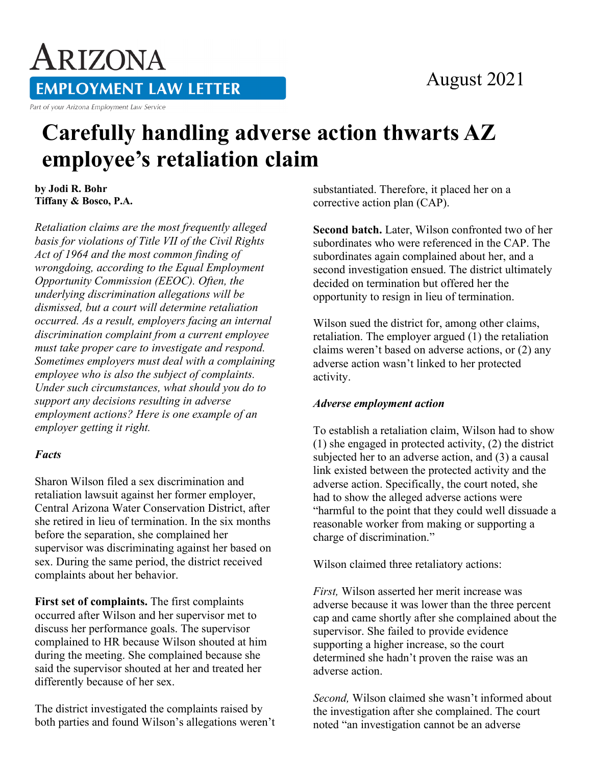# ARIZONA EMPLOYMENT LAW LETTER

Part of your Arizona Employment Law Service

August 2021

# Carefully handling adverse action thwarts AZ employee's retaliation claim

**by Jodi R. Bohr**
**Tiffany & Bosco, P.A.**

*Retaliation claims are the most frequently alleged basis for violations of Title VII of the Civil Rights Act of 1964 and the most common finding of wrongdoing, according to the Equal Employment Opportunity Commission (EEOC). Often, the underlying discrimination allegations will be dismissed, but a court will determine retaliation occurred. As a result, employers facing an internal discrimination complaint from a current employee must take proper care to investigate and respond. Sometimes employers must deal with a complaining employee who is also the subject of complaints. Under such circumstances, what should you do to support any decisions resulting in adverse employment actions? Here is one example of an employer getting it right.*

### *Facts*

Sharon Wilson filed a sex discrimination and retaliation lawsuit against her former employer, Central Arizona Water Conservation District, after she retired in lieu of termination. In the six months before the separation, she complained her supervisor was discriminating against her based on sex. During the same period, the district received complaints about her behavior.

**First set of complaints.** The first complaints occurred after Wilson and her supervisor met to discuss her performance goals. The supervisor complained to HR because Wilson shouted at him during the meeting. She complained because she said the supervisor shouted at her and treated her differently because of her sex.

The district investigated the complaints raised by both parties and found Wilson's allegations weren't substantiated. Therefore, it placed her on a corrective action plan (CAP).

**Second batch.** Later, Wilson confronted two of her subordinates who were referenced in the CAP. The subordinates again complained about her, and a second investigation ensued. The district ultimately decided on termination but offered her the opportunity to resign in lieu of termination.

Wilson sued the district for, among other claims, retaliation. The employer argued (1) the retaliation claims weren't based on adverse actions, or (2) any adverse action wasn't linked to her protected activity.

### *Adverse employment action*

To establish a retaliation claim, Wilson had to show (1) she engaged in protected activity, (2) the district subjected her to an adverse action, and (3) a causal link existed between the protected activity and the adverse action. Specifically, the court noted, she had to show the alleged adverse actions were "harmful to the point that they could well dissuade a reasonable worker from making or supporting a charge of discrimination."

Wilson claimed three retaliatory actions:

*First,* Wilson asserted her merit increase was adverse because it was lower than the three percent cap and came shortly after she complained about the supervisor. She failed to provide evidence supporting a higher increase, so the court determined she hadn't proven the raise was an adverse action.

*Second,* Wilson claimed she wasn't informed about the investigation after she complained. The court noted "an investigation cannot be an adverse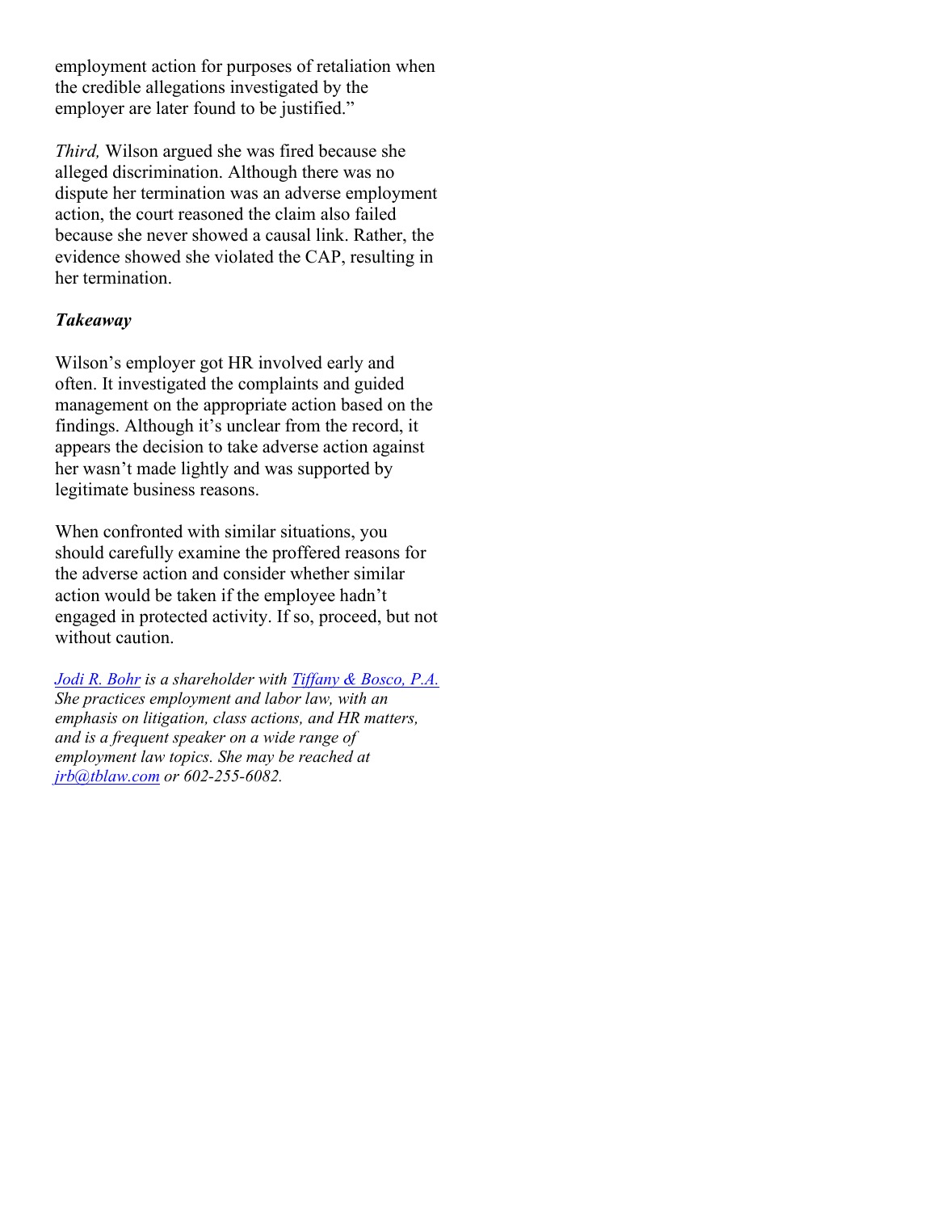employment action for purposes of retaliation when the credible allegations investigated by the employer are later found to be justified."

*Third,* Wilson argued she was fired because she alleged discrimination. Although there was no dispute her termination was an adverse employment action, the court reasoned the claim also failed because she never showed a causal link. Rather, the evidence showed she violated the CAP, resulting in her termination.

***Takeaway***

Wilson's employer got HR involved early and often. It investigated the complaints and guided management on the appropriate action based on the findings. Although it's unclear from the record, it appears the decision to take adverse action against her wasn't made lightly and was supported by legitimate business reasons.

When confronted with similar situations, you should carefully examine the proffered reasons for the adverse action and consider whether similar action would be taken if the employee hadn't engaged in protected activity. If so, proceed, but not without caution.

*Jodi R. Bohr is a shareholder with Tiffany & Bosco, P.A. She practices employment and labor law, with an emphasis on litigation, class actions, and HR matters, and is a frequent speaker on a wide range of employment law topics. She may be reached at jrb@tblaw.com or 602-255-6082.*